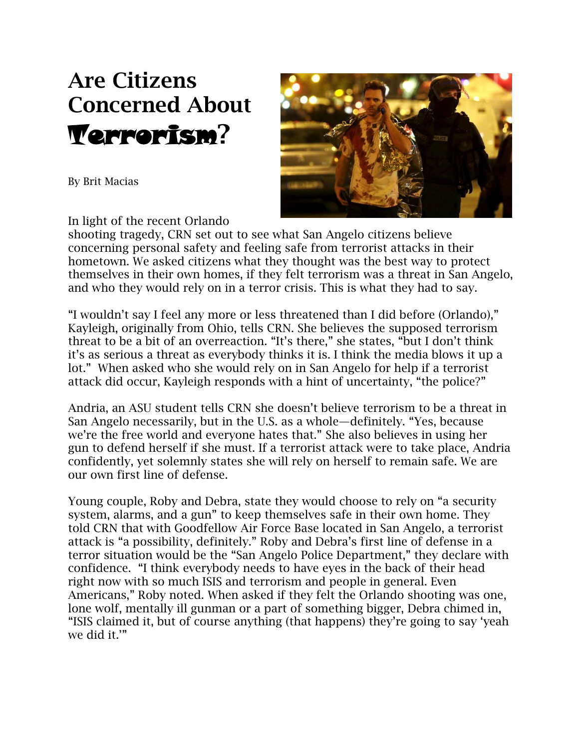# Are Citizens Concerned About Terrorism?

By Brit Macias

In light of the recent Orlando shooting tragedy, CRN set out to see what San Angelo citizens believe concerning personal safety and feeling safe from terrorist attacks in their hometown. We asked citizens what they thought was the best way to protect themselves in their own homes, if they felt terrorism was a threat in San Angelo, and who they would rely on in a terror crisis. This is what they had to say.

"I wouldn't say I feel any more or less threatened than I did before (Orlando)," Kayleigh, originally from Ohio, tells CRN. She believes the supposed terrorism threat to be a bit of an overreaction. "It's there," she states, "but I don't think it's as serious a threat as everybody thinks it is. I think the media blows it up a lot." When asked who she would rely on in San Angelo for help if a terrorist attack did occur, Kayleigh responds with a hint of uncertainty, "the police?"

Andria, an ASU student tells CRN she doesn't believe terrorism to be a threat in San Angelo necessarily, but in the U.S. as a whole—definitely. "Yes, because we're the free world and everyone hates that." She also believes in using her gun to defend herself if she must. If a terrorist attack were to take place, Andria confidently, yet solemnly states she will rely on herself to remain safe. We are our own first line of defense.

Young couple, Roby and Debra, state they would choose to rely on "a security system, alarms, and a gun" to keep themselves safe in their own home. They told CRN that with Goodfellow Air Force Base located in San Angelo, a terrorist attack is "a possibility, definitely." Roby and Debra's first line of defense in a terror situation would be the "San Angelo Police Department," they declare with confidence. "I think everybody needs to have eyes in the back of their head right now with so much ISIS and terrorism and people in general. Even Americans," Roby noted. When asked if they felt the Orlando shooting was one, lone wolf, mentally ill gunman or a part of something bigger, Debra chimed in, "ISIS claimed it, but of course anything (that happens) they're going to say 'yeah we did it.'"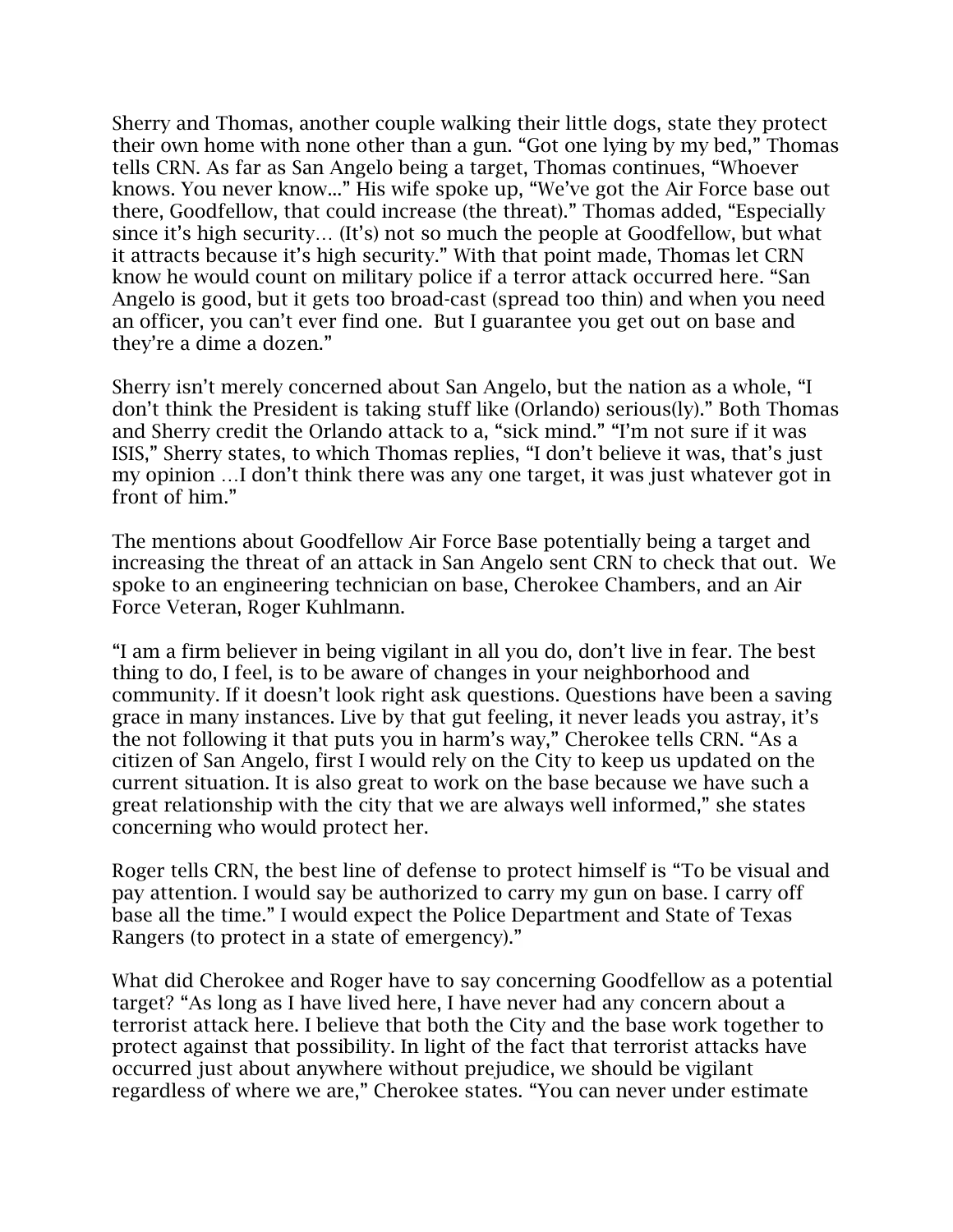Sherry and Thomas, another couple walking their little dogs, state they protect their own home with none other than a gun. "Got one lying by my bed," Thomas tells CRN. As far as San Angelo being a target, Thomas continues, "Whoever knows. You never know..." His wife spoke up, "We've got the Air Force base out there, Goodfellow, that could increase (the threat)." Thomas added, "Especially since it's high security… (It's) not so much the people at Goodfellow, but what it attracts because it's high security." With that point made, Thomas let CRN know he would count on military police if a terror attack occurred here. "San Angelo is good, but it gets too broad-cast (spread too thin) and when you need an officer, you can't ever find one. But I guarantee you get out on base and they're a dime a dozen."

Sherry isn't merely concerned about San Angelo, but the nation as a whole, "I don't think the President is taking stuff like (Orlando) serious(ly)." Both Thomas and Sherry credit the Orlando attack to a, "sick mind." "I'm not sure if it was ISIS," Sherry states, to which Thomas replies, "I don't believe it was, that's just my opinion …I don't think there was any one target, it was just whatever got in front of him."

The mentions about Goodfellow Air Force Base potentially being a target and increasing the threat of an attack in San Angelo sent CRN to check that out. We spoke to an engineering technician on base, Cherokee Chambers, and an Air Force Veteran, Roger Kuhlmann.

"I am a firm believer in being vigilant in all you do, don't live in fear. The best thing to do, I feel, is to be aware of changes in your neighborhood and community. If it doesn't look right ask questions. Questions have been a saving grace in many instances. Live by that gut feeling, it never leads you astray, it's the not following it that puts you in harm's way," Cherokee tells CRN. "As a citizen of San Angelo, first I would rely on the City to keep us updated on the current situation. It is also great to work on the base because we have such a great relationship with the city that we are always well informed," she states concerning who would protect her.

Roger tells CRN, the best line of defense to protect himself is "To be visual and pay attention. I would say be authorized to carry my gun on base. I carry off base all the time." I would expect the Police Department and State of Texas Rangers (to protect in a state of emergency)."

What did Cherokee and Roger have to say concerning Goodfellow as a potential target? "As long as I have lived here, I have never had any concern about a terrorist attack here. I believe that both the City and the base work together to protect against that possibility. In light of the fact that terrorist attacks have occurred just about anywhere without prejudice, we should be vigilant regardless of where we are," Cherokee states. "You can never under estimate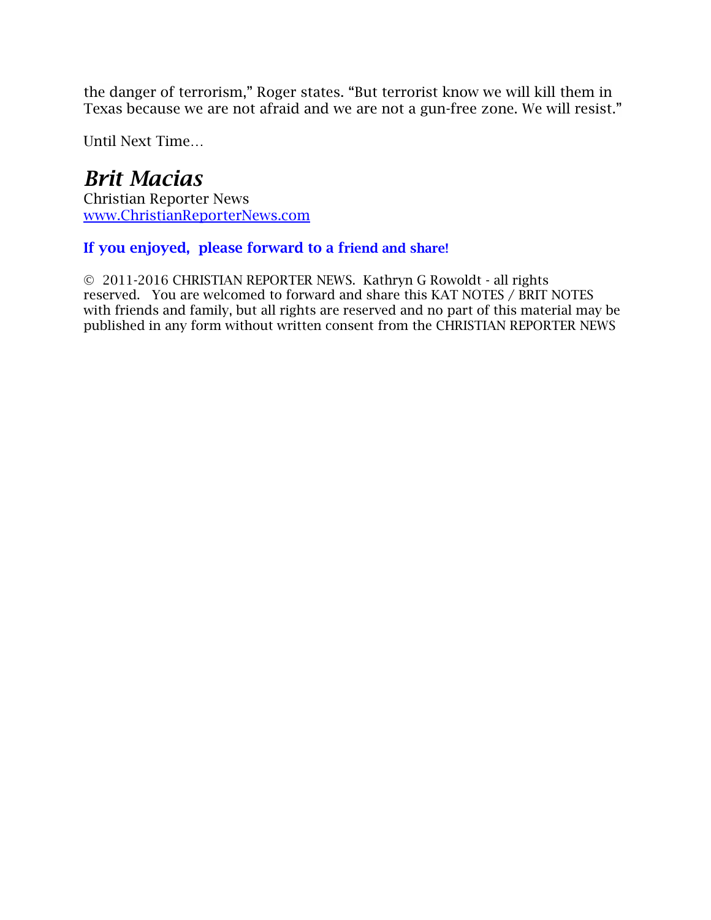the danger of terrorism," Roger states. "But terrorist know we will kill them in Texas because we are not afraid and we are not a gun-free zone. We will resist."

Until Next Time…

***Brit Macias***
Christian Reporter News
www.ChristianReporterNews.com

**If you enjoyed, please forward to a friend and share!**

© 2011-2016 CHRISTIAN REPORTER NEWS. Kathryn G Rowoldt - all rights reserved. You are welcomed to forward and share this KAT NOTES / BRIT NOTES with friends and family, but all rights are reserved and no part of this material may be published in any form without written consent from the CHRISTIAN REPORTER NEWS